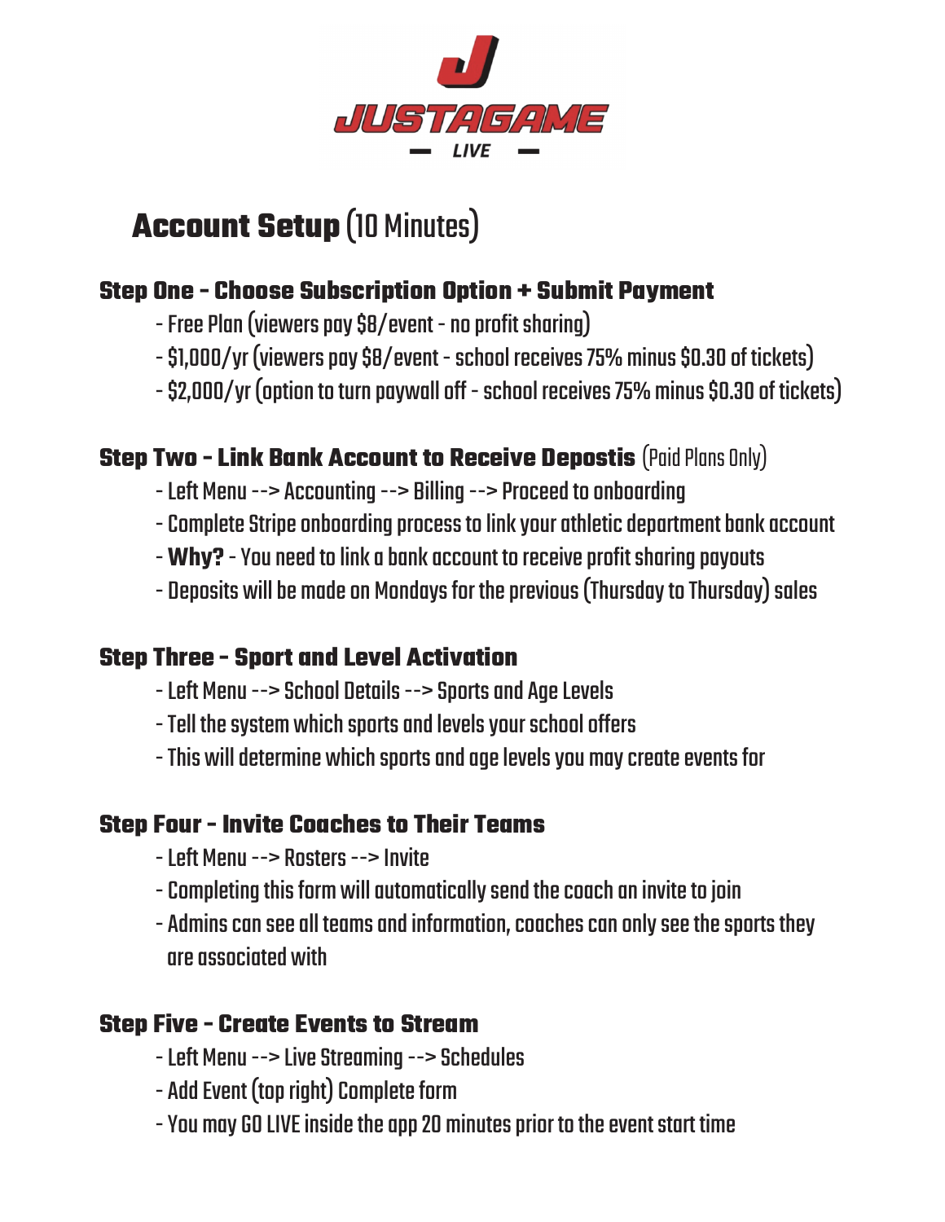JUSTAGAME
LIVE

# **Account Setup** (10 Minutes)

## Step One - Choose Subscription Option + Submit Payment

- Free Plan (viewers pay $8/event - no profit sharing)
- $1,000/yr (viewers pay $8/event - school receives 75% minus $0.30 of tickets)
- $2,000/yr (option to turn paywall off - school receives 75% minus $0.30 of tickets)

## Step Two - Link Bank Account to Receive Depostis (Paid Plans Only)

- Left Menu --> Accounting --> Billing --> Proceed to onboarding
- Complete Stripe onboarding process to link your athletic department bank account
- **Why?** - You need to link a bank account to receive profit sharing payouts
- Deposits will be made on Mondays for the previous (Thursday to Thursday) sales

## Step Three - Sport and Level Activation

- Left Menu --> School Details --> Sports and Age Levels
- Tell the system which sports and levels your school offers
- This will determine which sports and age levels you may create events for

## Step Four - Invite Coaches to Their Teams

- Left Menu --> Rosters --> Invite
- Completing this form will automatically send the coach an invite to join
- Admins can see all teams and information, coaches can only see the sports they are associated with

## Step Five - Create Events to Stream

- Left Menu --> Live Streaming --> Schedules
- Add Event (top right) Complete form
- You may GO LIVE inside the app 20 minutes prior to the event start time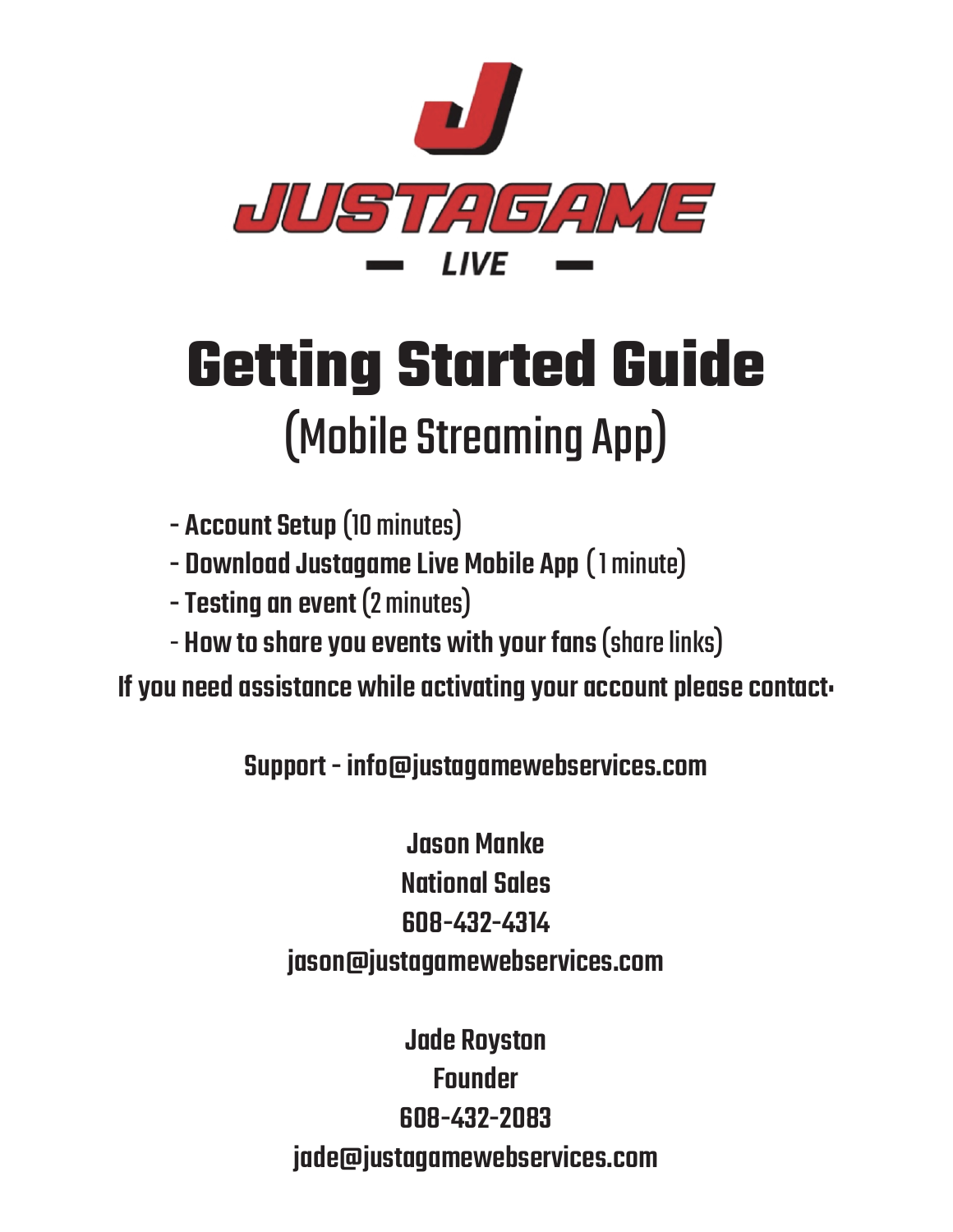JUSTAGAME

— LIVE —

# Getting Started Guide

## (Mobile Streaming App)

- **Account Setup** (10 minutes)
- **Download Justagame Live Mobile App** ( 1 minute)
- **Testing an event** (2 minutes)
- **How to share you events with your fans** (share links)

**If you need assistance while activating your account please contact:**

**Support - info@justagamewebservices.com**

**Jason Manke**
**National Sales**
**608-432-4314**
**jason@justagamewebservices.com**

**Jade Royston**
**Founder**
**608-432-2083**
**jade@justagamewebservices.com**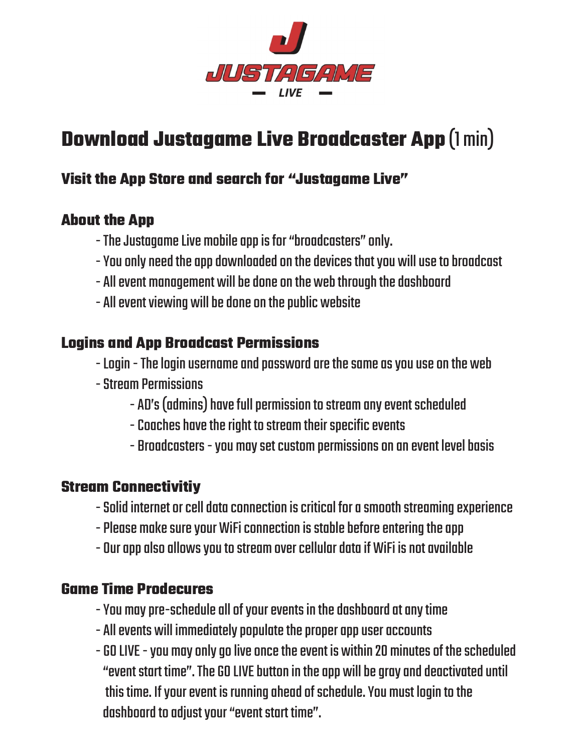# Download Justagame Live Broadcaster App (1 min)

### Visit the App Store and search for "Justagame Live"

### About the App

- The Justagame Live mobile app is for "broadcasters" only.
- You only need the app downloaded on the devices that you will use to broadcast
- All event management will be done on the web through the dashboard
- All event viewing will be done on the public website

### Logins and App Broadcast Permissions

- Login - The login username and password are the same as you use on the web
- Stream Permissions
    - AD's (admins) have full permission to stream any event scheduled
    - Coaches have the right to stream their specific events
    - Broadcasters - you may set custom permissions on an event level basis

### Stream Connectivitiy

- Solid internet or cell data connection is critical for a smooth streaming experience
- Please make sure your WiFi connection is stable before entering the app
- Our app also allows you to stream over cellular data if WiFi is not available

### Game Time Prodecures

- You may pre-schedule all of your events in the dashboard at any time
- All events will immediately populate the proper app user accounts
- GO LIVE - you may only go live once the event is within 20 minutes of the scheduled "event start time". The GO LIVE button in the app will be gray and deactivated until this time. If your event is running ahead of schedule. You must login to the dashboard to adjust your "event start time".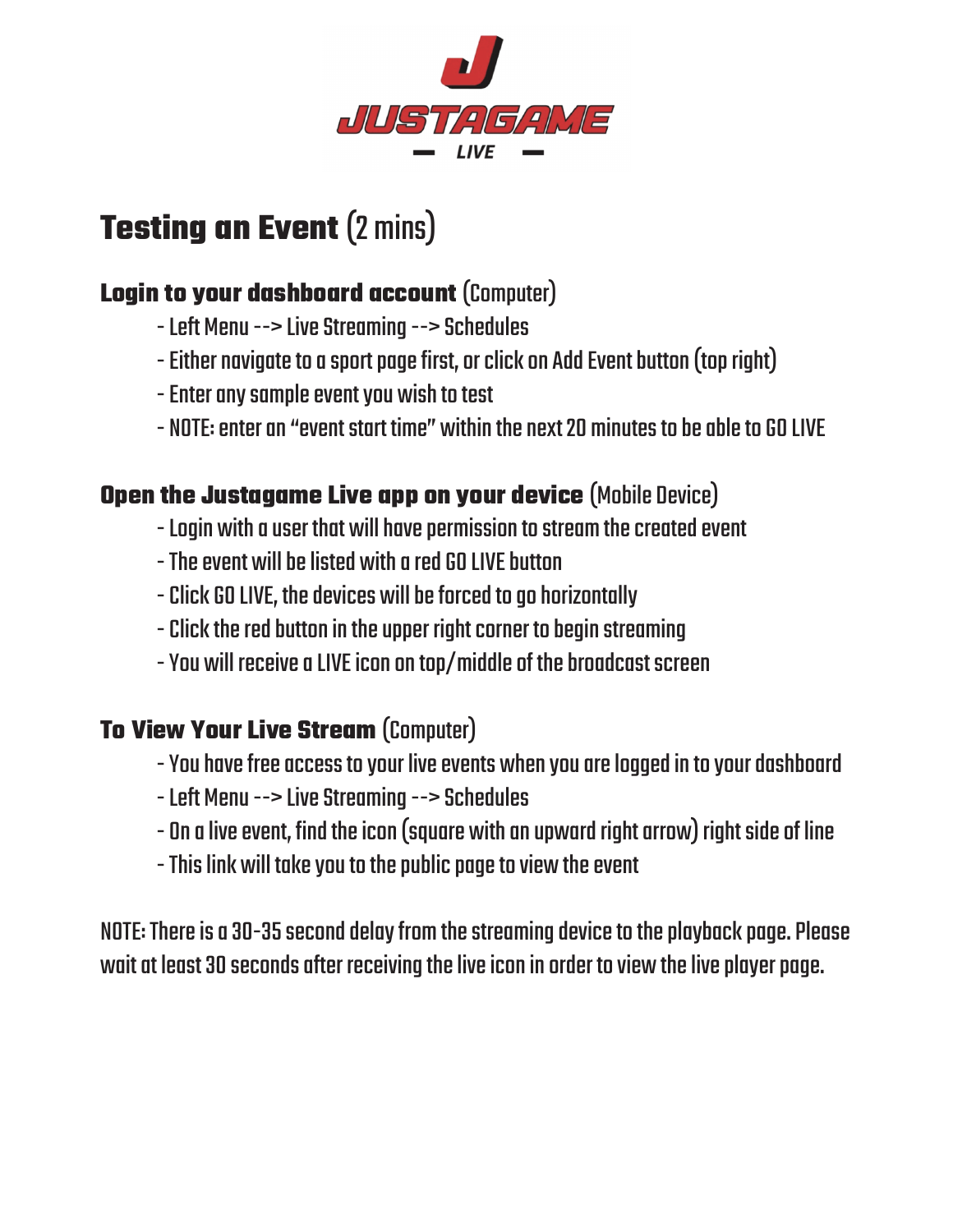# Testing an Event (2 mins)

## Login to your dashboard account (Computer)

- Left Menu --> Live Streaming --> Schedules
- Either navigate to a sport page first, or click on Add Event button (top right)
- Enter any sample event you wish to test
- NOTE: enter an "event start time" within the next 20 minutes to be able to GO LIVE

## Open the Justagame Live app on your device (Mobile Device)

- Login with a user that will have permission to stream the created event
- The event will be listed with a red GO LIVE button
- Click GO LIVE, the devices will be forced to go horizontally
- Click the red button in the upper right corner to begin streaming
- You will receive a LIVE icon on top/middle of the broadcast screen

## To View Your Live Stream (Computer)

- You have free access to your live events when you are logged in to your dashboard
- Left Menu --> Live Streaming --> Schedules
- On a live event, find the icon (square with an upward right arrow) right side of line
- This link will take you to the public page to view the event

NOTE: There is a 30-35 second delay from the streaming device to the playback page. Please wait at least 30 seconds after receiving the live icon in order to view the live player page.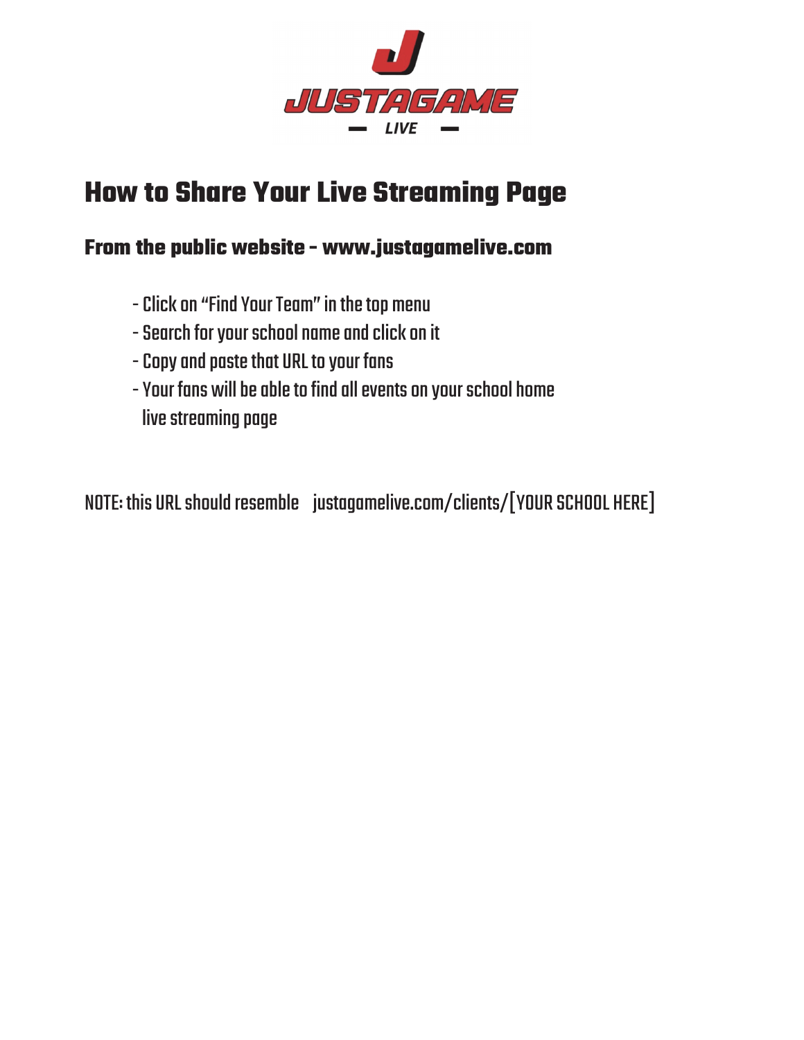# How to Share Your Live Streaming Page

## From the public website - www.justagamelive.com

- Click on "Find Your Team" in the top menu
- Search for your school name and click on it
- Copy and paste that URL to your fans
- Your fans will be able to find all events on your school home live streaming page

NOTE: this URL should resemble justagamelive.com/clients/[YOUR SCHOOL HERE]